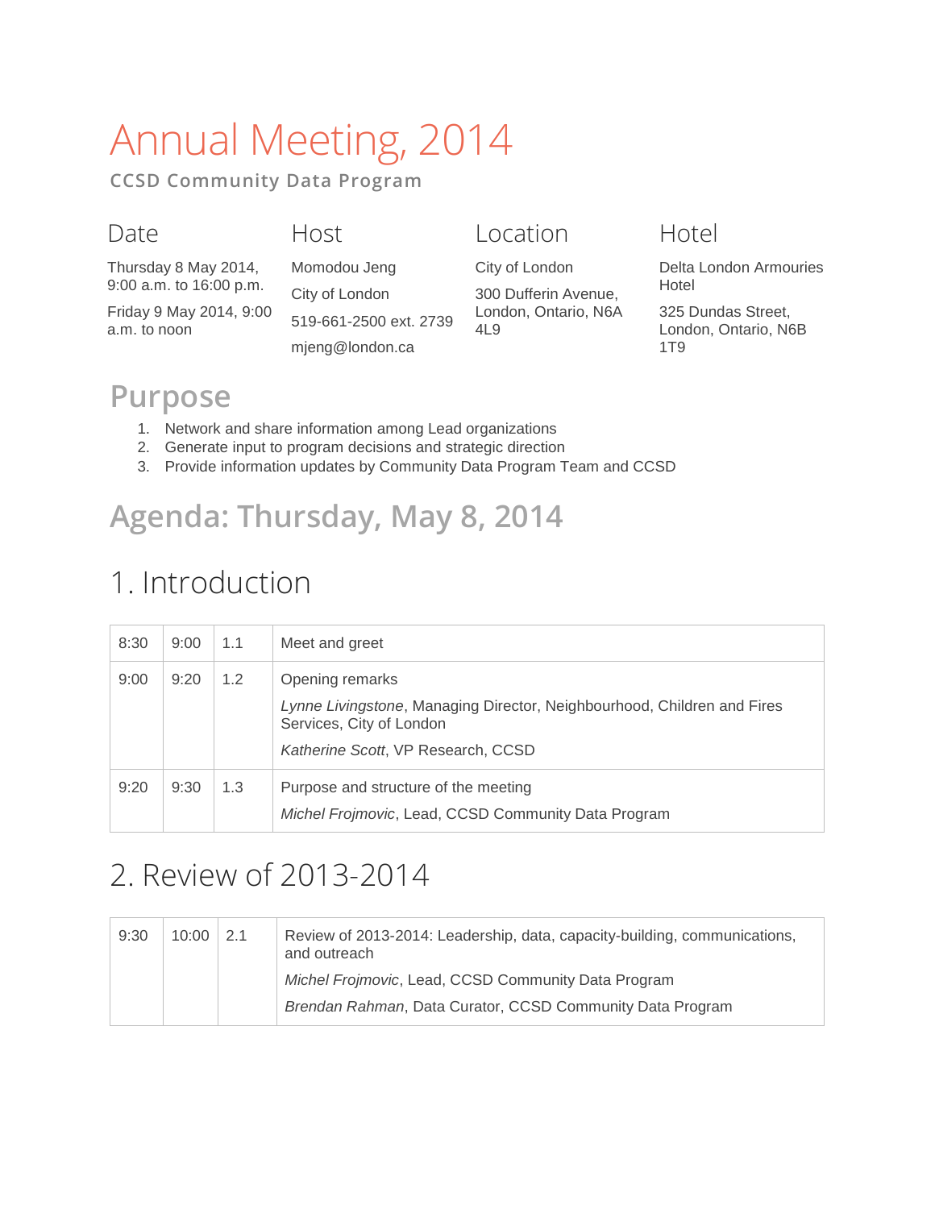# Annual Meeting, 2014

**CCSD Community Data Program**

### Date

Thursday 8 May 2014, 9:00 a.m. to 16:00 p.m.

Friday 9 May 2014, 9:00 a.m. to noon

### Host

Momodou Jeng

City of London

519-661-2500 ext. 2739

mjeng@london.ca

### Location

City of London

300 Dufferin Avenue, London, Ontario, N6A 4L9

### Hotel

Delta London Armouries Hotel

325 Dundas Street, London, Ontario, N6B 1T9

## Purpose

1. Network and share information among Lead organizations
2. Generate input to program decisions and strategic direction
3. Provide information updates by Community Data Program Team and CCSD

## Agenda: Thursday, May 8, 2014

## 1. Introduction

| | | | |
|---|---|---|---|
| 8:30 | 9:00 | 1.1 | Meet and greet |
| 9:00 | 9:20 | 1.2 | Opening remarks<br>*Lynne Livingstone*, Managing Director, Neighbourhood, Children and Fires Services, City of London<br>*Katherine Scott*, VP Research, CCSD |
| 9:20 | 9:30 | 1.3 | Purpose and structure of the meeting<br>*Michel Frojmovic*, Lead, CCSD Community Data Program |

## 2. Review of 2013-2014

| | | | |
|---|---|---|---|
| 9:30 | 10:00 | 2.1 | Review of 2013-2014: Leadership, data, capacity-building, communications, and outreach<br>*Michel Frojmovic*, Lead, CCSD Community Data Program<br>*Brendan Rahman*, Data Curator, CCSD Community Data Program |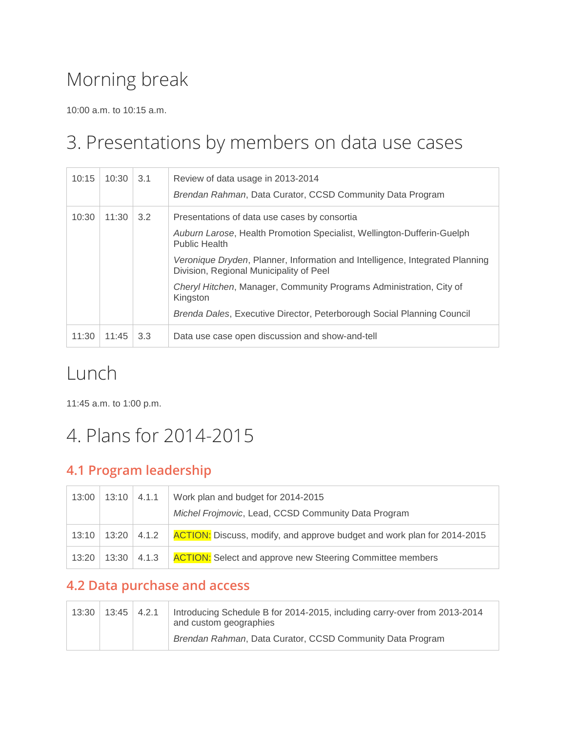# Morning break

10:00 a.m. to 10:15 a.m.

# 3. Presentations by members on data use cases

| | | | |
|---|---|---|---|
| 10:15 | 10:30 | 3.1 | Review of data usage in 2013-2014<br>*Brendan Rahman*, Data Curator, CCSD Community Data Program |
| 10:30 | 11:30 | 3.2 | Presentations of data use cases by consortia<br>*Auburn Larose*, Health Promotion Specialist, Wellington-Dufferin-Guelph Public Health<br>*Veronique Dryden*, Planner, Information and Intelligence, Integrated Planning Division, Regional Municipality of Peel<br>*Cheryl Hitchen*, Manager, Community Programs Administration, City of Kingston<br>*Brenda Dales*, Executive Director, Peterborough Social Planning Council |
| 11:30 | 11:45 | 3.3 | Data use case open discussion and show-and-tell |

# Lunch

11:45 a.m. to 1:00 p.m.

# 4. Plans for 2014-2015

## 4.1 Program leadership

| | | | |
|---|---|---|---|
| 13:00 | 13:10 | 4.1.1 | Work plan and budget for 2014-2015<br>*Michel Frojmovic*, Lead, CCSD Community Data Program |
| 13:10 | 13:20 | 4.1.2 | ACTION: Discuss, modify, and approve budget and work plan for 2014-2015 |
| 13:20 | 13:30 | 4.1.3 | ACTION: Select and approve new Steering Committee members |

## 4.2 Data purchase and access

| | | | |
|---|---|---|---|
| 13:30 | 13:45 | 4.2.1 | Introducing Schedule B for 2014-2015, including carry-over from 2013-2014 and custom geographies<br>*Brendan Rahman*, Data Curator, CCSD Community Data Program |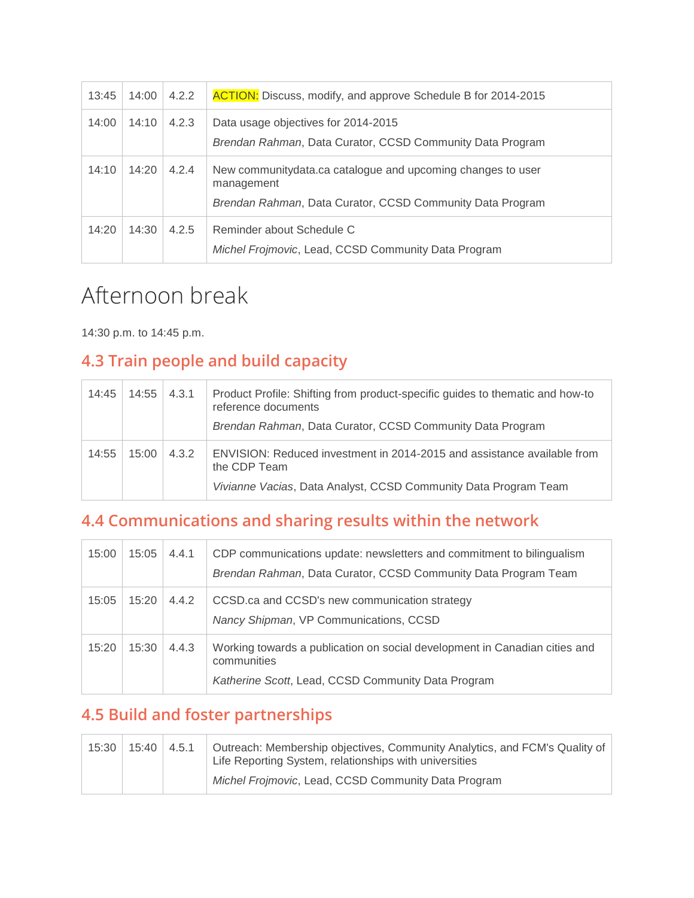| | | | |
|---|---|---|---|
| 13:45 | 14:00 | 4.2.2 | ACTION: Discuss, modify, and approve Schedule B for 2014-2015 |
| 14:00 | 14:10 | 4.2.3 | Data usage objectives for 2014-2015<br>*Brendan Rahman*, Data Curator, CCSD Community Data Program |
| 14:10 | 14:20 | 4.2.4 | New communitydata.ca catalogue and upcoming changes to user management<br>*Brendan Rahman*, Data Curator, CCSD Community Data Program |
| 14:20 | 14:30 | 4.2.5 | Reminder about Schedule C<br>*Michel Frojmovic*, Lead, CCSD Community Data Program |

# Afternoon break

14:30 p.m. to 14:45 p.m.

## 4.3 Train people and build capacity

| | | | |
|---|---|---|---|
| 14:45 | 14:55 | 4.3.1 | Product Profile: Shifting from product-specific guides to thematic and how-to reference documents<br>*Brendan Rahman*, Data Curator, CCSD Community Data Program |
| 14:55 | 15:00 | 4.3.2 | ENVISION: Reduced investment in 2014-2015 and assistance available from the CDP Team<br>*Vivianne Vacias*, Data Analyst, CCSD Community Data Program Team |

## 4.4 Communications and sharing results within the network

| | | | |
|---|---|---|---|
| 15:00 | 15:05 | 4.4.1 | CDP communications update: newsletters and commitment to bilingualism<br>*Brendan Rahman*, Data Curator, CCSD Community Data Program Team |
| 15:05 | 15:20 | 4.4.2 | CCSD.ca and CCSD's new communication strategy<br>*Nancy Shipman*, VP Communications, CCSD |
| 15:20 | 15:30 | 4.4.3 | Working towards a publication on social development in Canadian cities and communities<br>*Katherine Scott*, Lead, CCSD Community Data Program |

## 4.5 Build and foster partnerships

| | | | |
|---|---|---|---|
| 15:30 | 15:40 | 4.5.1 | Outreach: Membership objectives, Community Analytics, and FCM's Quality of Life Reporting System, relationships with universities<br>*Michel Frojmovic*, Lead, CCSD Community Data Program |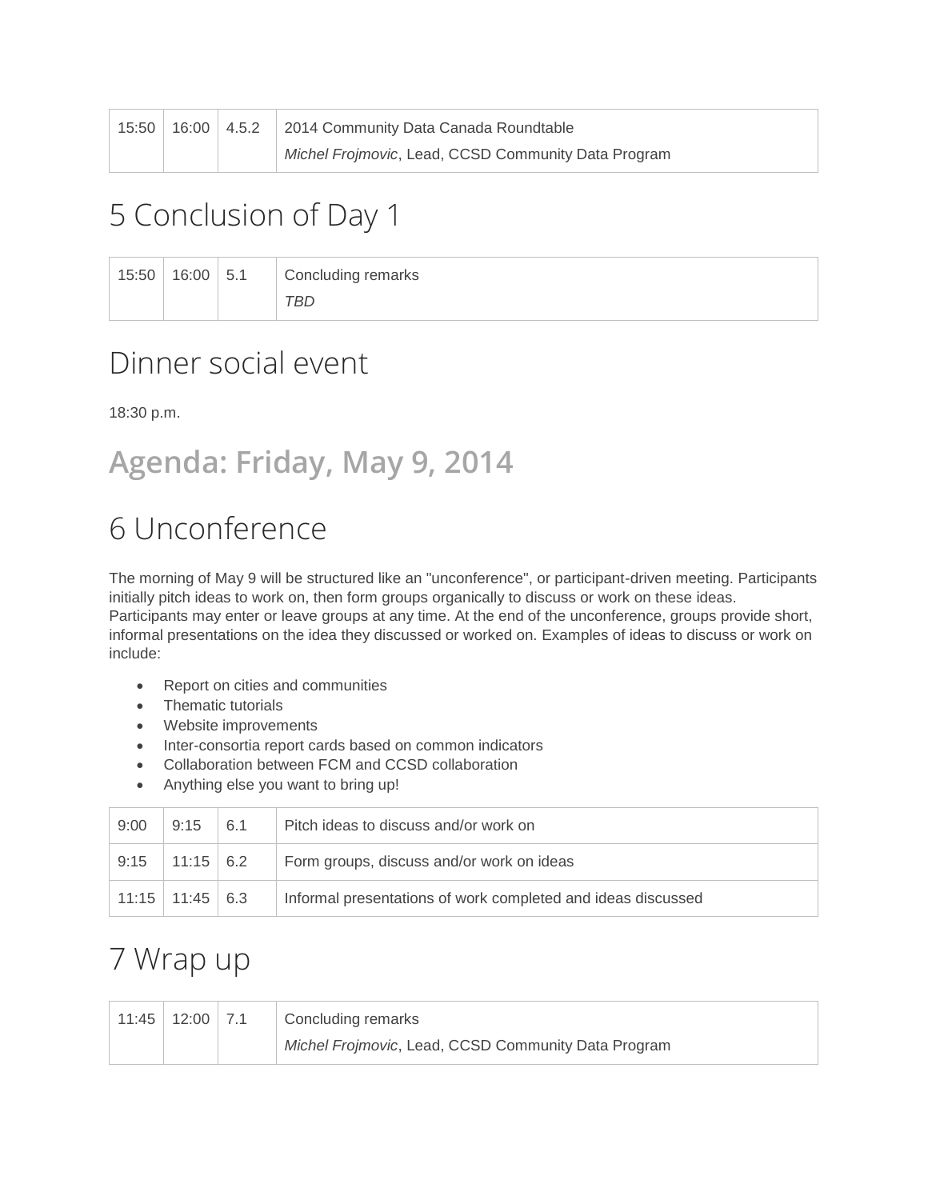| | | | |
|---|---|---|---|
| 15:50 | 16:00 | 4.5.2 | 2014 Community Data Canada Roundtable<br>*Michel Frojmovic*, Lead, CCSD Community Data Program |

# 5 Conclusion of Day 1

| | | | |
|---|---|---|---|
| 15:50 | 16:00 | 5.1 | Concluding remarks<br>*TBD* |

# Dinner social event

18:30 p.m.

# Agenda: Friday, May 9, 2014

# 6 Unconference

The morning of May 9 will be structured like an "unconference", or participant-driven meeting. Participants initially pitch ideas to work on, then form groups organically to discuss or work on these ideas. Participants may enter or leave groups at any time. At the end of the unconference, groups provide short, informal presentations on the idea they discussed or worked on. Examples of ideas to discuss or work on include:

- Report on cities and communities
- Thematic tutorials
- Website improvements
- Inter-consortia report cards based on common indicators
- Collaboration between FCM and CCSD collaboration
- Anything else you want to bring up!

| | | | |
|---|---|---|---|
| 9:00 | 9:15 | 6.1 | Pitch ideas to discuss and/or work on |
| 9:15 | 11:15 | 6.2 | Form groups, discuss and/or work on ideas |
| 11:15 | 11:45 | 6.3 | Informal presentations of work completed and ideas discussed |

# 7 Wrap up

| | | | |
|---|---|---|---|
| 11:45 | 12:00 | 7.1 | Concluding remarks<br>*Michel Frojmovic*, Lead, CCSD Community Data Program |